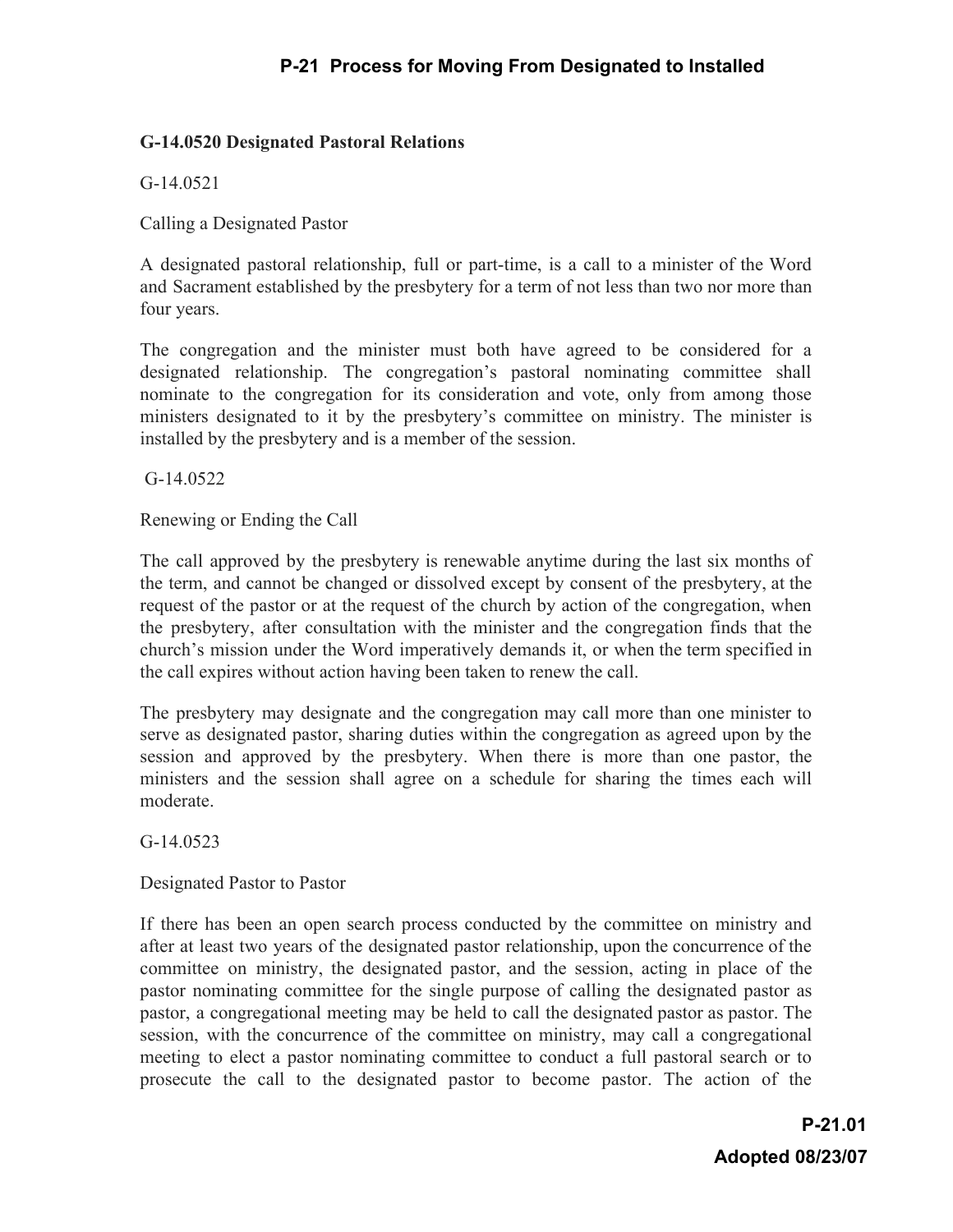## P-21 Process for Moving From Designated to Installed

**G-14.0520 Designated Pastoral Relations**

G-14.0521

Calling a Designated Pastor

A designated pastoral relationship, full or part-time, is a call to a minister of the Word and Sacrament established by the presbytery for a term of not less than two nor more than four years.

The congregation and the minister must both have agreed to be considered for a designated relationship. The congregation's pastoral nominating committee shall nominate to the congregation for its consideration and vote, only from among those ministers designated to it by the presbytery's committee on ministry. The minister is installed by the presbytery and is a member of the session.

G-14.0522

Renewing or Ending the Call

The call approved by the presbytery is renewable anytime during the last six months of the term, and cannot be changed or dissolved except by consent of the presbytery, at the request of the pastor or at the request of the church by action of the congregation, when the presbytery, after consultation with the minister and the congregation finds that the church's mission under the Word imperatively demands it, or when the term specified in the call expires without action having been taken to renew the call.

The presbytery may designate and the congregation may call more than one minister to serve as designated pastor, sharing duties within the congregation as agreed upon by the session and approved by the presbytery. When there is more than one pastor, the ministers and the session shall agree on a schedule for sharing the times each will moderate.

G-14.0523

Designated Pastor to Pastor

If there has been an open search process conducted by the committee on ministry and after at least two years of the designated pastor relationship, upon the concurrence of the committee on ministry, the designated pastor, and the session, acting in place of the pastor nominating committee for the single purpose of calling the designated pastor as pastor, a congregational meeting may be held to call the designated pastor as pastor. The session, with the concurrence of the committee on ministry, may call a congregational meeting to elect a pastor nominating committee to conduct a full pastoral search or to prosecute the call to the designated pastor to become pastor. The action of the

**P-21.01**

**Adopted 08/23/07**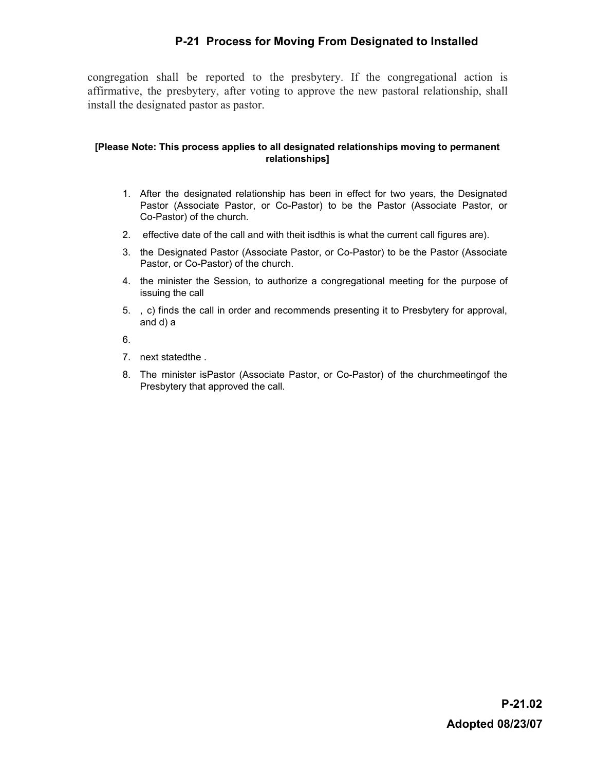## P-21 Process for Moving From Designated to Installed

congregation shall be reported to the presbytery. If the congregational action is affirmative, the presbytery, after voting to approve the new pastoral relationship, shall install the designated pastor as pastor.

**[Please Note: This process applies to all designated relationships moving to permanent relationships]**

1. After the designated relationship has been in effect for two years, the Designated Pastor (Associate Pastor, or Co-Pastor) to be the Pastor (Associate Pastor, or Co-Pastor) of the church.
2. effective date of the call and with theit isdthis is what the current call figures are).
3. the Designated Pastor (Associate Pastor, or Co-Pastor) to be the Pastor (Associate Pastor, or Co-Pastor) of the church.
4. the minister the Session, to authorize a congregational meeting for the purpose of issuing the call
5. , c) finds the call in order and recommends presenting it to Presbytery for approval, and d) a
6. 
7. next statedthe .
8. The minister isPastor (Associate Pastor, or Co-Pastor) of the churchmeetingof the Presbytery that approved the call.

**P-21.02**

**Adopted 08/23/07**